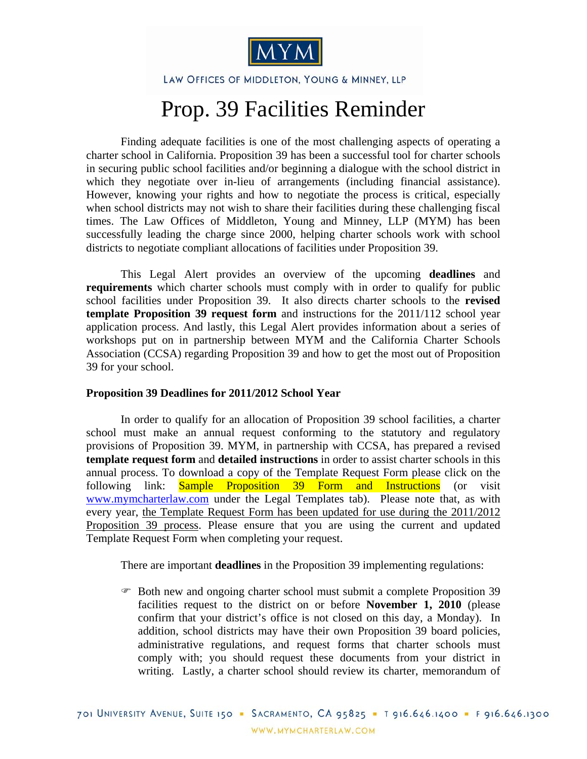MYM

LAW OFFICES OF MIDDLETON, YOUNG & MINNEY, LLP

# Prop. 39 Facilities Reminder

Finding adequate facilities is one of the most challenging aspects of operating a charter school in California. Proposition 39 has been a successful tool for charter schools in securing public school facilities and/or beginning a dialogue with the school district in which they negotiate over in-lieu of arrangements (including financial assistance). However, knowing your rights and how to negotiate the process is critical, especially when school districts may not wish to share their facilities during these challenging fiscal times. The Law Offices of Middleton, Young and Minney, LLP (MYM) has been successfully leading the charge since 2000, helping charter schools work with school districts to negotiate compliant allocations of facilities under Proposition 39.

This Legal Alert provides an overview of the upcoming **deadlines** and **requirements** which charter schools must comply with in order to qualify for public school facilities under Proposition 39. It also directs charter schools to the **revised template Proposition 39 request form** and instructions for the 2011/112 school year application process. And lastly, this Legal Alert provides information about a series of workshops put on in partnership between MYM and the California Charter Schools Association (CCSA) regarding Proposition 39 and how to get the most out of Proposition 39 for your school.

**Proposition 39 Deadlines for 2011/2012 School Year**

In order to qualify for an allocation of Proposition 39 school facilities, a charter school must make an annual request conforming to the statutory and regulatory provisions of Proposition 39. MYM, in partnership with CCSA, has prepared a revised **template request form** and **detailed instructions** in order to assist charter schools in this annual process. To download a copy of the Template Request Form please click on the following link: Sample Proposition 39 Form and Instructions (or visit www.mymcharterlaw.com under the Legal Templates tab). Please note that, as with every year, the Template Request Form has been updated for use during the 2011/2012 Proposition 39 process. Please ensure that you are using the current and updated Template Request Form when completing your request.

There are important **deadlines** in the Proposition 39 implementing regulations:

- Both new and ongoing charter school must submit a complete Proposition 39 facilities request to the district on or before **November 1, 2010** (please confirm that your district's office is not closed on this day, a Monday). In addition, school districts may have their own Proposition 39 board policies, administrative regulations, and request forms that charter schools must comply with; you should request these documents from your district in writing. Lastly, a charter school should review its charter, memorandum of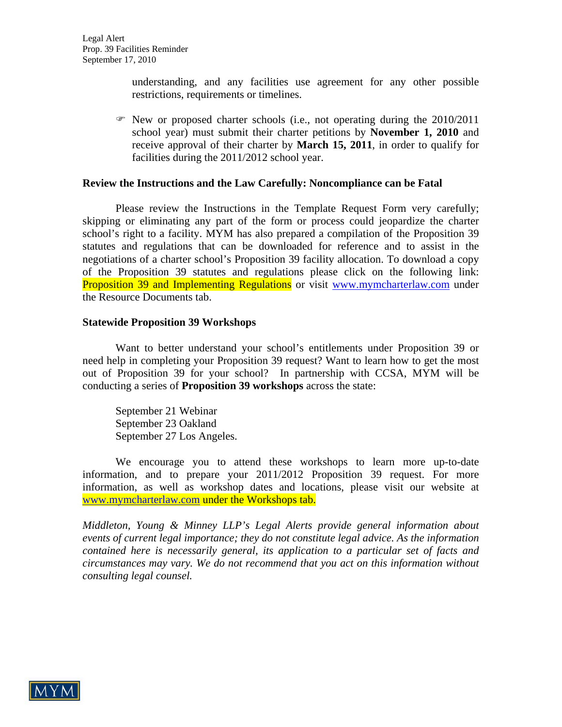understanding, and any facilities use agreement for any other possible restrictions, requirements or timelines.

- New or proposed charter schools (i.e., not operating during the 2010/2011 school year) must submit their charter petitions by **November 1, 2010** and receive approval of their charter by **March 15, 2011**, in order to qualify for facilities during the 2011/2012 school year.

**Review the Instructions and the Law Carefully: Noncompliance can be Fatal**

Please review the Instructions in the Template Request Form very carefully; skipping or eliminating any part of the form or process could jeopardize the charter school's right to a facility. MYM has also prepared a compilation of the Proposition 39 statutes and regulations that can be downloaded for reference and to assist in the negotiations of a charter school's Proposition 39 facility allocation. To download a copy of the Proposition 39 statutes and regulations please click on the following link: Proposition 39 and Implementing Regulations or visit www.mymcharterlaw.com under the Resource Documents tab.

**Statewide Proposition 39 Workshops**

Want to better understand your school's entitlements under Proposition 39 or need help in completing your Proposition 39 request? Want to learn how to get the most out of Proposition 39 for your school? In partnership with CCSA, MYM will be conducting a series of **Proposition 39 workshops** across the state:

September 21 Webinar
September 23 Oakland
September 27 Los Angeles.

We encourage you to attend these workshops to learn more up-to-date information, and to prepare your 2011/2012 Proposition 39 request. For more information, as well as workshop dates and locations, please visit our website at www.mymcharterlaw.com under the Workshops tab.

*Middleton, Young & Minney LLP's Legal Alerts provide general information about events of current legal importance; they do not constitute legal advice. As the information contained here is necessarily general, its application to a particular set of facts and circumstances may vary. We do not recommend that you act on this information without consulting legal counsel.*